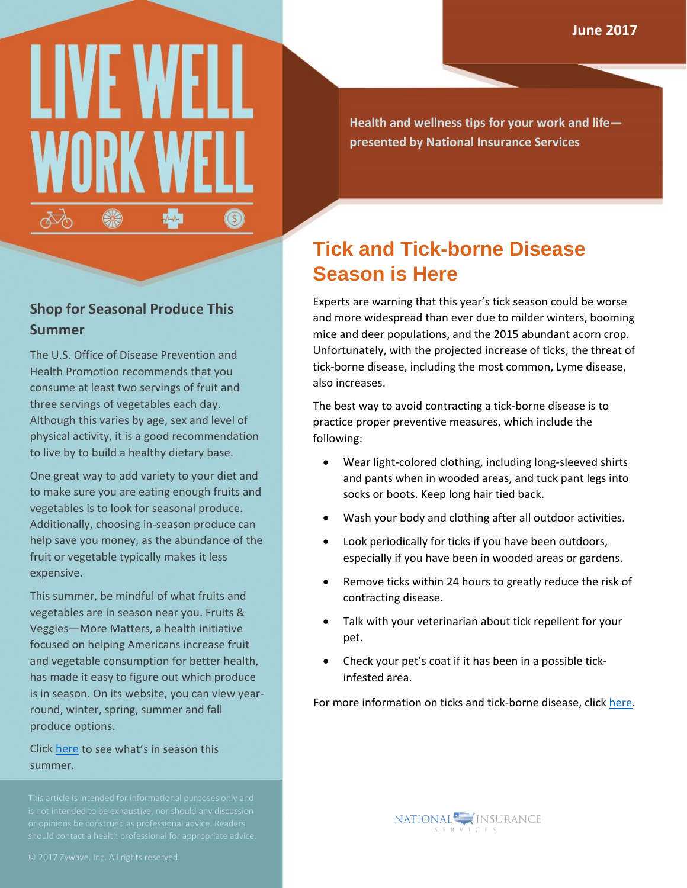# LIVE WELL WORK WELL

June 2017

Health and wellness tips for your work and life—presented by National Insurance Services

## Tick and Tick-borne Disease Season is Here

Experts are warning that this year's tick season could be worse and more widespread than ever due to milder winters, booming mice and deer populations, and the 2015 abundant acorn crop. Unfortunately, with the projected increase of ticks, the threat of tick-borne disease, including the most common, Lyme disease, also increases.

The best way to avoid contracting a tick-borne disease is to practice proper preventive measures, which include the following:

- Wear light-colored clothing, including long-sleeved shirts and pants when in wooded areas, and tuck pant legs into socks or boots. Keep long hair tied back.
- Wash your body and clothing after all outdoor activities.
- Look periodically for ticks if you have been outdoors, especially if you have been in wooded areas or gardens.
- Remove ticks within 24 hours to greatly reduce the risk of contracting disease.
- Talk with your veterinarian about tick repellent for your pet.
- Check your pet's coat if it has been in a possible tick-infested area.

For more information on ticks and tick-borne disease, click here.

## Shop for Seasonal Produce This Summer

The U.S. Office of Disease Prevention and Health Promotion recommends that you consume at least two servings of fruit and three servings of vegetables each day. Although this varies by age, sex and level of physical activity, it is a good recommendation to live by to build a healthy dietary base.

One great way to add variety to your diet and to make sure you are eating enough fruits and vegetables is to look for seasonal produce. Additionally, choosing in-season produce can help save you money, as the abundance of the fruit or vegetable typically makes it less expensive.

This summer, be mindful of what fruits and vegetables are in season near you. Fruits & Veggies—More Matters, a health initiative focused on helping Americans increase fruit and vegetable consumption for better health, has made it easy to figure out which produce is in season. On its website, you can view year-round, winter, spring, summer and fall produce options.

Click here to see what's in season this summer.

This article is intended for informational purposes only and is not intended to be exhaustive, nor should any discussion or opinions be construed as professional advice. Readers should contact a health professional for appropriate advice.

© 2017 Zywave, Inc. All rights reserved.

NATIONAL INSURANCE SERVICES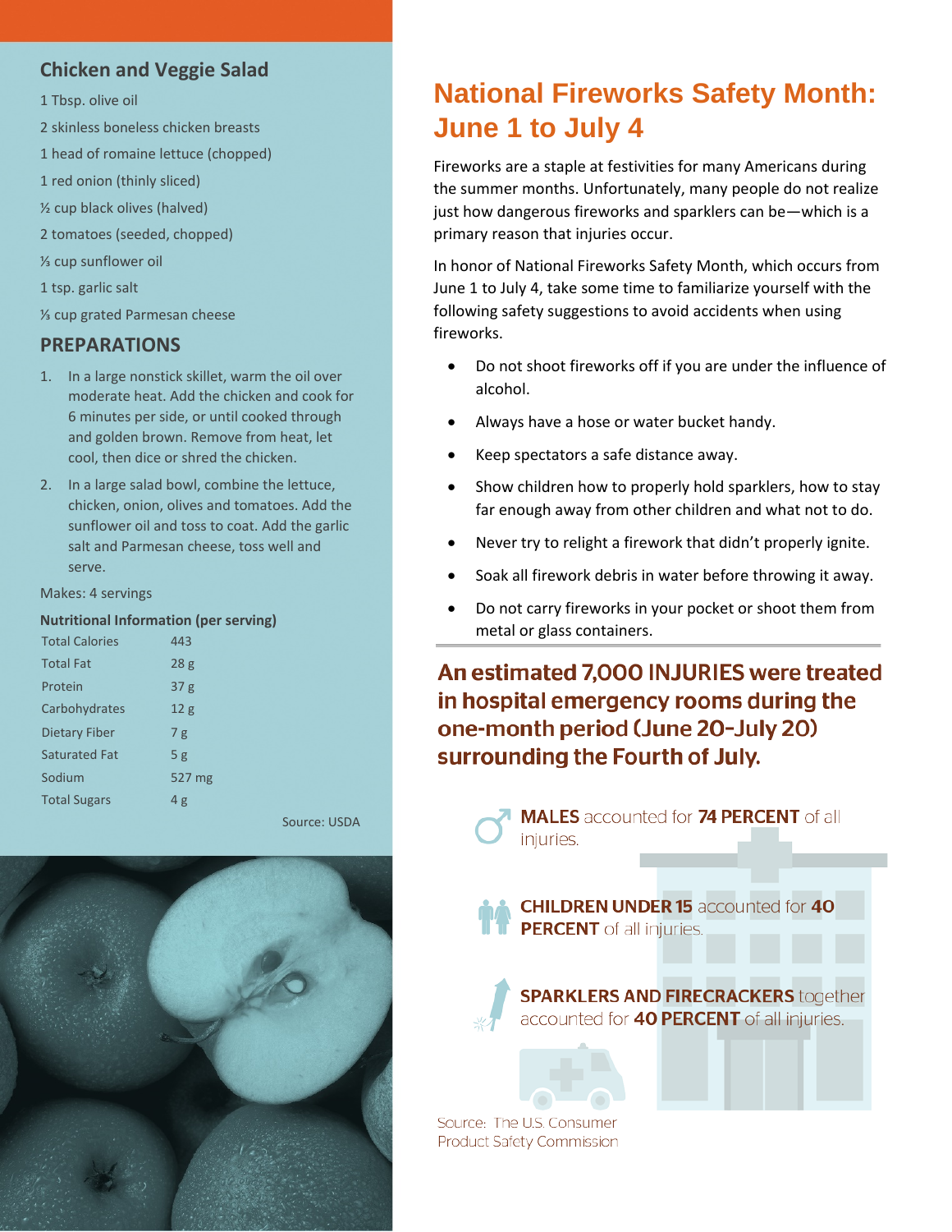## Chicken and Veggie Salad

1 Tbsp. olive oil

2 skinless boneless chicken breasts

1 head of romaine lettuce (chopped)

1 red onion (thinly sliced)

½ cup black olives (halved)

2 tomatoes (seeded, chopped)

⅓ cup sunflower oil

1 tsp. garlic salt

⅓ cup grated Parmesan cheese

### PREPARATIONS

1. In a large nonstick skillet, warm the oil over moderate heat. Add the chicken and cook for 6 minutes per side, or until cooked through and golden brown. Remove from heat, let cool, then dice or shred the chicken.
2. In a large salad bowl, combine the lettuce, chicken, onion, olives and tomatoes. Add the sunflower oil and toss to coat. Add the garlic salt and Parmesan cheese, toss well and serve.

Makes: 4 servings

**Nutritional Information (per serving)**

| | |
|---|---|
| Total Calories | 443 |
| Total Fat | 28 g |
| Protein | 37 g |
| Carbohydrates | 12 g |
| Dietary Fiber | 7 g |
| Saturated Fat | 5 g |
| Sodium | 527 mg |
| Total Sugars | 4 g |

Source: USDA

# National Fireworks Safety Month: June 1 to July 4

Fireworks are a staple at festivities for many Americans during the summer months. Unfortunately, many people do not realize just how dangerous fireworks and sparklers can be—which is a primary reason that injuries occur.

In honor of National Fireworks Safety Month, which occurs from June 1 to July 4, take some time to familiarize yourself with the following safety suggestions to avoid accidents when using fireworks.

- Do not shoot fireworks off if you are under the influence of alcohol.
- Always have a hose or water bucket handy.
- Keep spectators a safe distance away.
- Show children how to properly hold sparklers, how to stay far enough away from other children and what not to do.
- Never try to relight a firework that didn't properly ignite.
- Soak all firework debris in water before throwing it away.
- Do not carry fireworks in your pocket or shoot them from metal or glass containers.

**An estimated 7,000 INJURIES were treated in hospital emergency rooms during the one-month period (June 20-July 20) surrounding the Fourth of July.**

**MALES** accounted for **74 PERCENT** of all injuries.

**CHILDREN UNDER 15** accounted for **40 PERCENT** of all injuries.

**SPARKLERS AND FIRECRACKERS** together accounted for **40 PERCENT** of all injuries.

Source: The U.S. Consumer Product Safety Commission